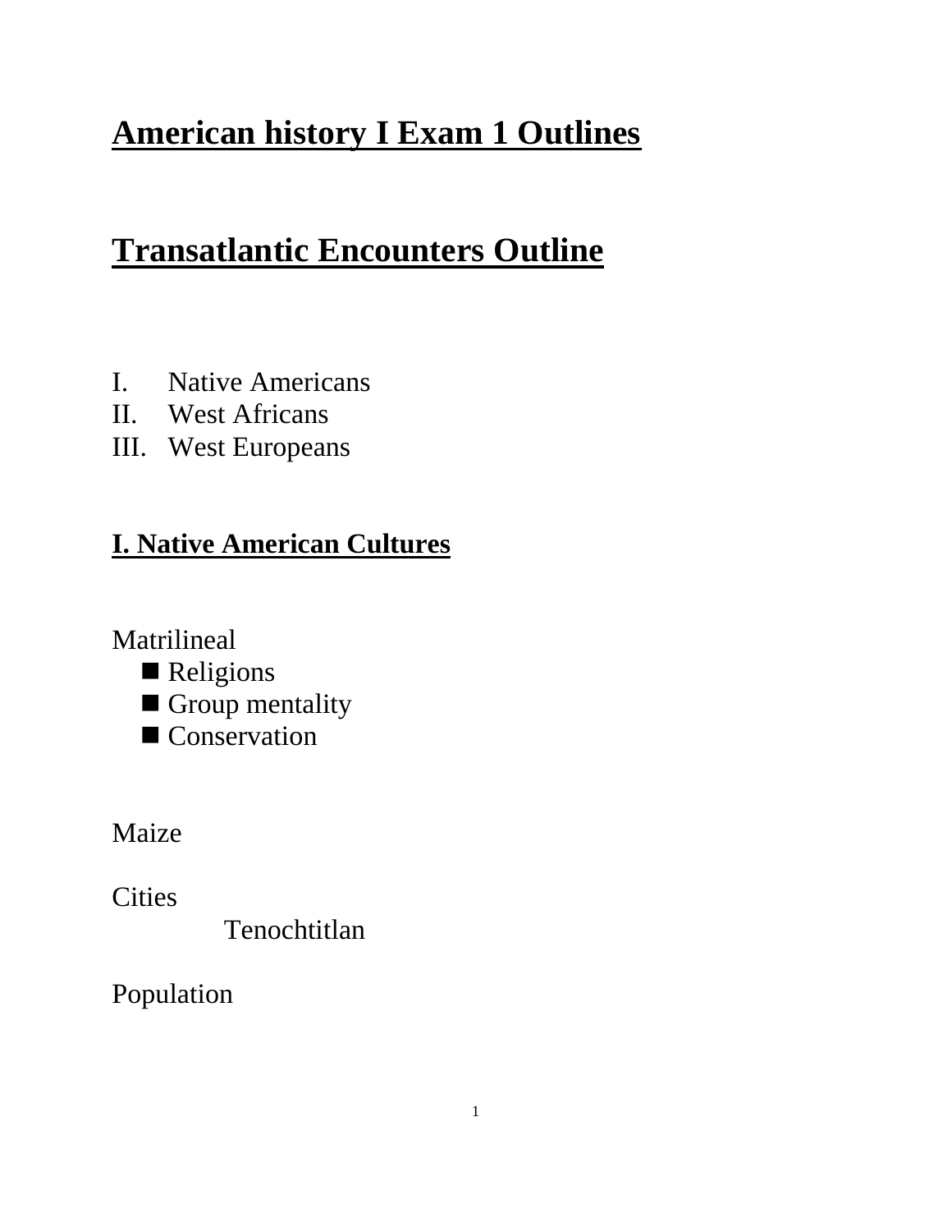# American history I Exam 1 Outlines

# Transatlantic Encounters Outline

I. Native Americans
II. West Africans
III. West Europeans

## I. Native American Cultures

Matrilineal

- Religions
- Group mentality
- Conservation

Maize

Cities

Tenochtitlan

Population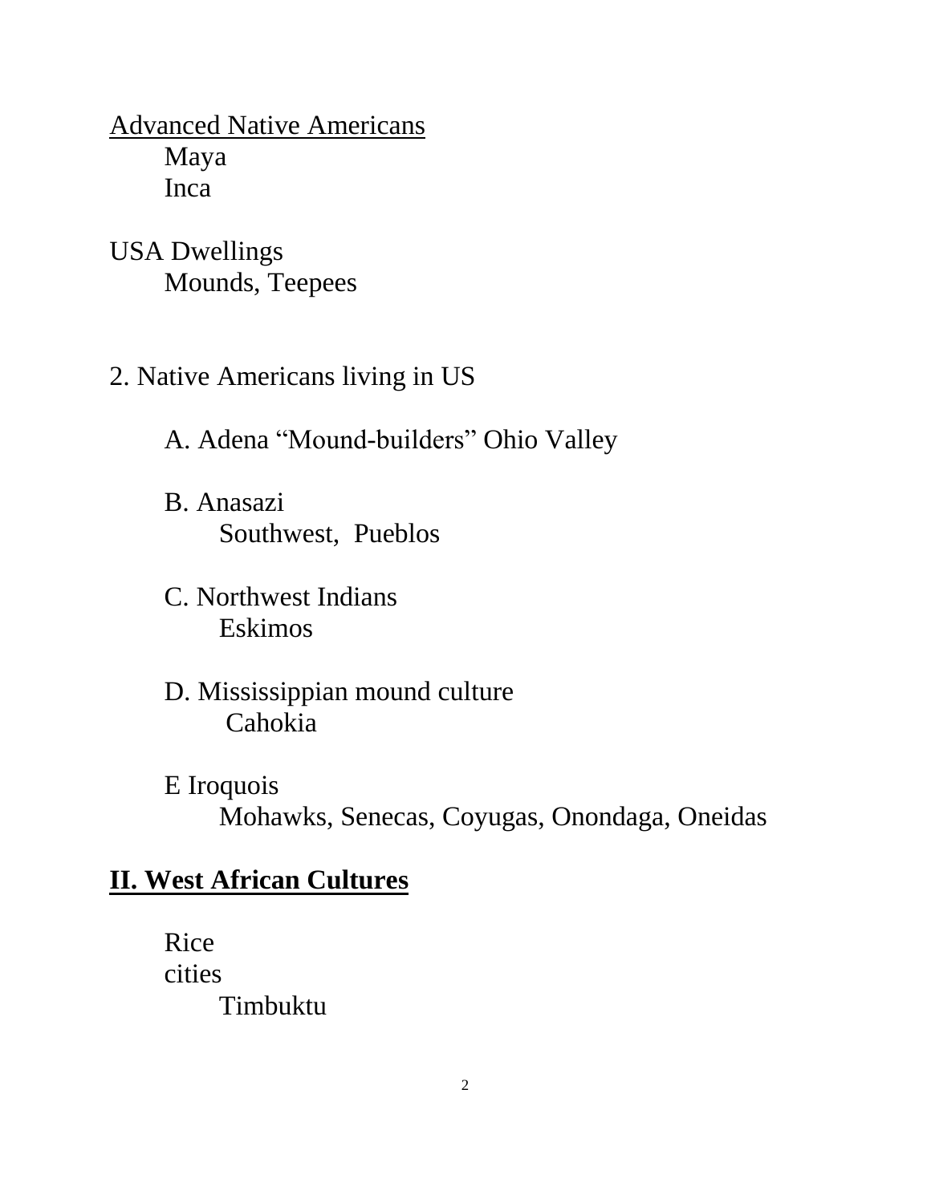<u>Advanced Native Americans</u>

- Maya
- Inca

USA Dwellings

- Mounds, Teepees

2. Native Americans living in US

   A. Adena “Mound-builders” Ohio Valley

   B. Anasazi
      - Southwest, Pueblos

   C. Northwest Indians
      - Eskimos

   D. Mississippian mound culture
      - Cahokia

   E Iroquois
      - Mohawks, Senecas, Coyugas, Onondaga, Oneidas

## <u>II. West African Cultures</u>

- Rice
- cities
  - Timbuktu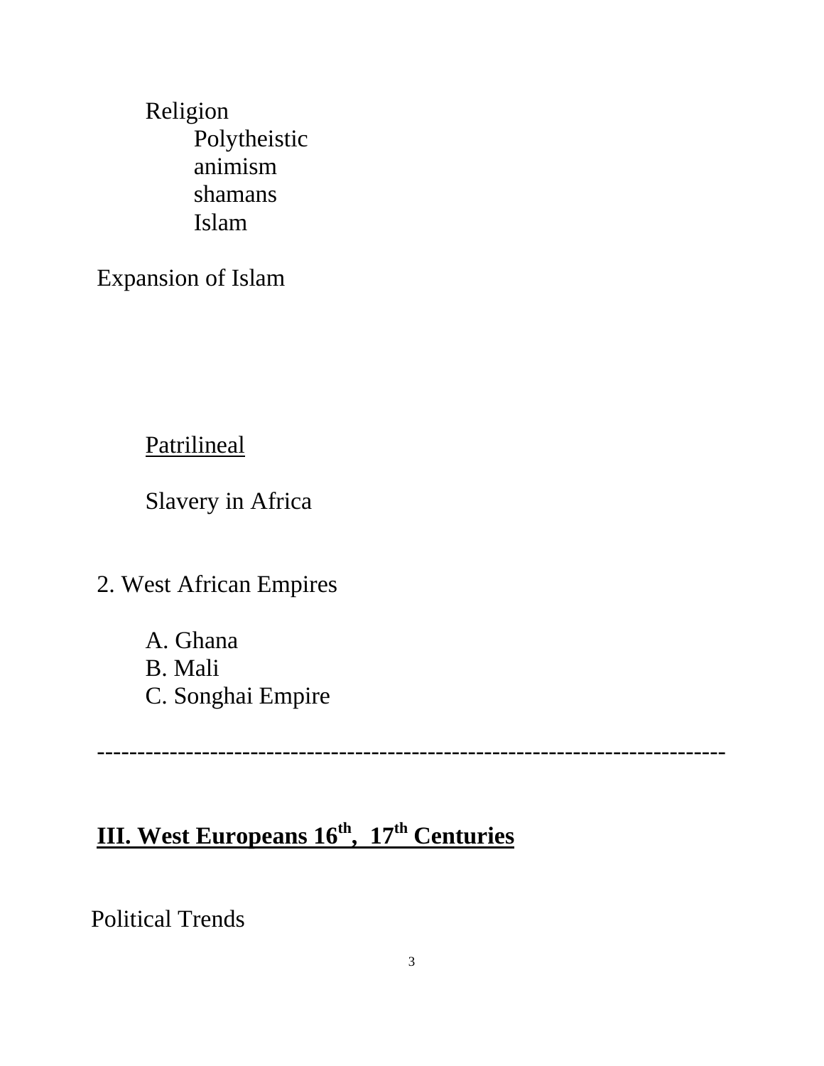Religion

- Polytheistic
- animism
- shamans
- Islam

Expansion of Island

<u>Patrilineal</u>

Slavery in Africa

2. West African Empires

   A. Ghana
   B. Mali
   C. Songhai Empire

---

## <u>III. West Europeans 16th, 17th Centuries</u>

Political Trends

Religion

- Polytheistic
- animism
- shamans
- Islam

Expansion of Islam

<u>Patrilineal</u>

Slavery in Africa

2. West African Empires

   A. Ghana
   B. Mali
   C. Songhai Empire

---

## <u>III. West Europeans 16th, 17th Centuries</u>

Political Trends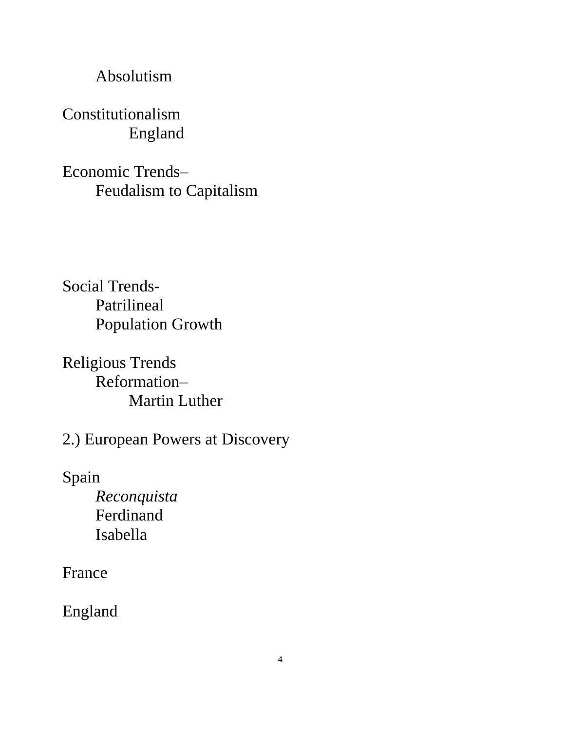Absolutism

Constitutionalism

England

Economic Trends–

Feudalism to Capitalism

Social Trends-

Patrilineal

Population Growth

Religious Trends

Reformation–

Martin Luther

2.) European Powers at Discovery

Spain

*Reconquista*

Ferdinand

Isabella

France

England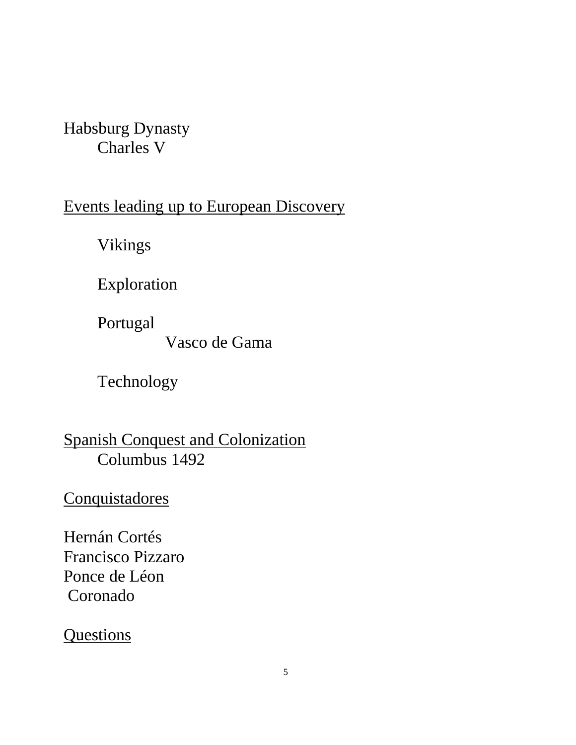Habsburg Dynasty

Charles V

Events leading up to European Discovery

Vikings

Exploration

Portugal

Vasco de Gama

Technology

Spanish Conquest and Colonization

Columbus 1492

Conquistadores

Hernán Cortés
Francisco Pizzaro
Ponce de Léon
Coronado

Questions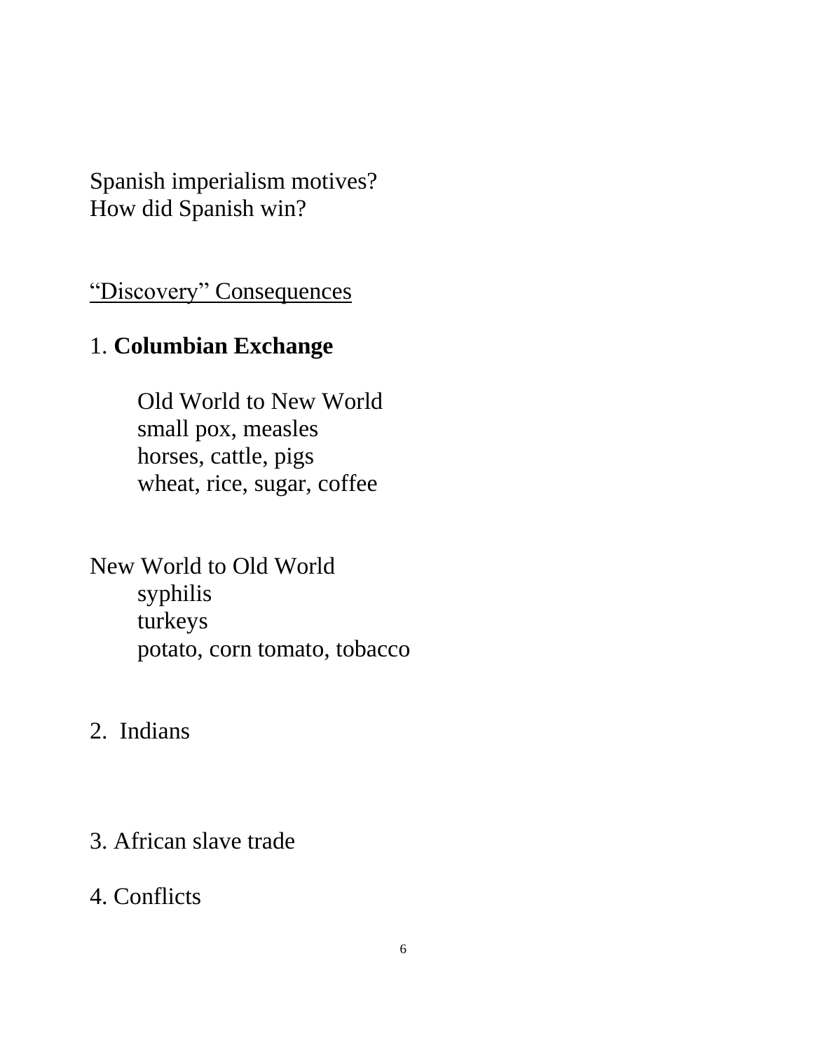Spanish imperialism motives?
How did Spanish win?

<u>"Discovery" Consequences</u>

1. **Columbian Exchange**

    Old World to New World
    small pox, measles
    horses, cattle, pigs
    wheat, rice, sugar, coffee

New World to Old World
    syphilis
    turkeys
    potato, corn tomato, tobacco

2. Indians

3. African slave trade

4. Conflicts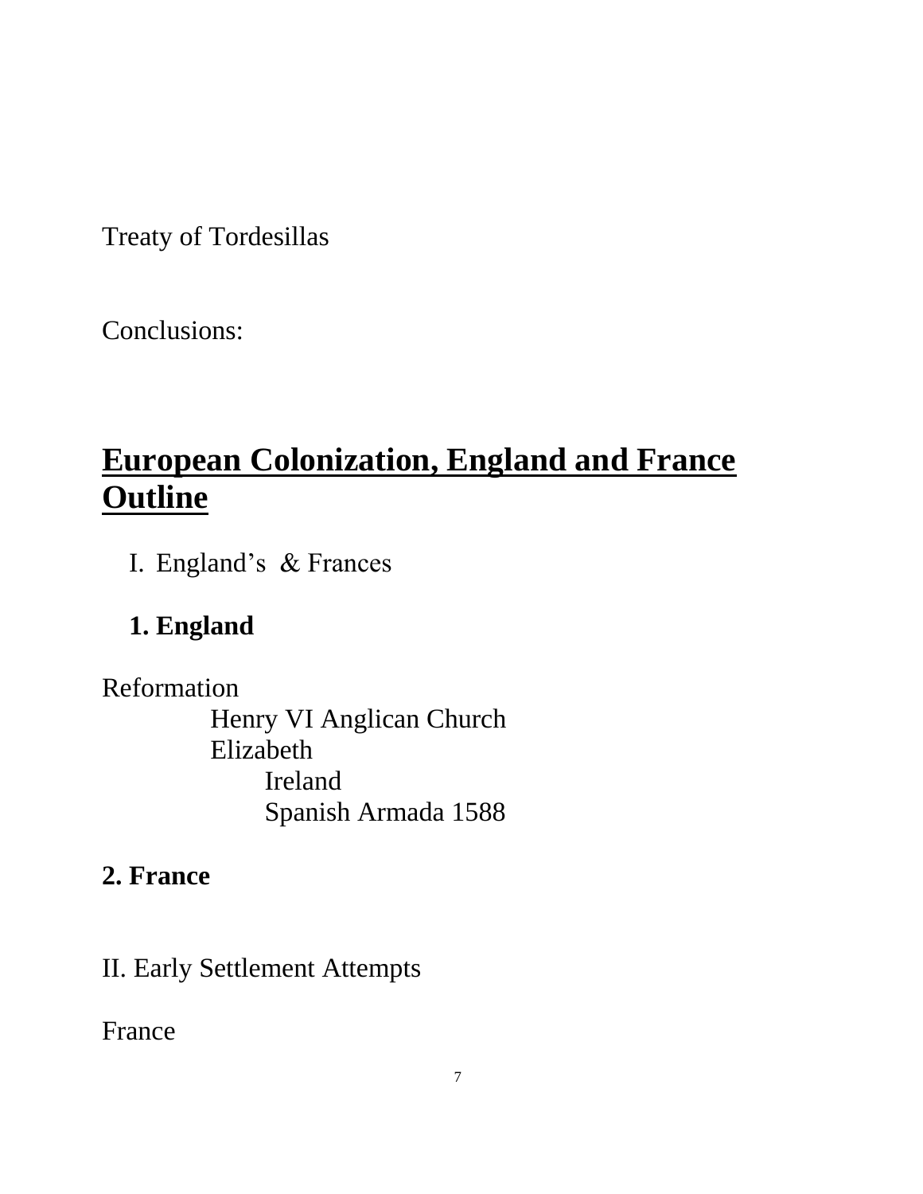Treaty of Tordesillas

Conclusions:

# European Colonization, England and France Outline

I. England's & Frances

**1. England**

Reformation

- Henry VI Anglican Church
- Elizabeth
  - Ireland
  - Spanish Armada 1588

**2. France**

II. Early Settlement Attempts

France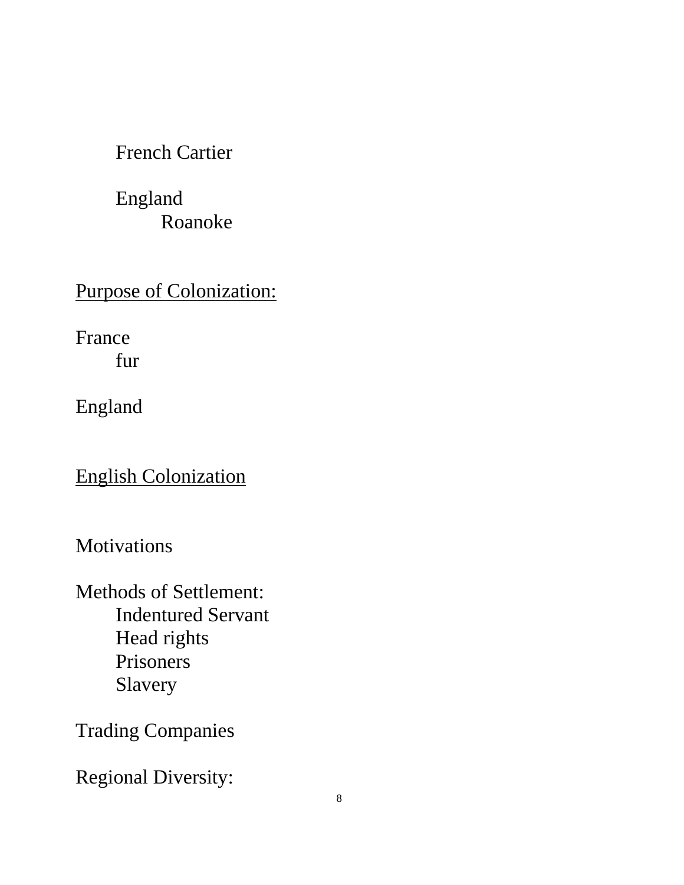French Cartier

England
Roanoke

<u>Purpose of Colonization:</u>

France
fur

England

<u>English Colonization</u>

Motivations

Methods of Settlement:
- Indentured Servant
- Head rights
- Prisoners
- Slavery

Trading Companies

Regional Diversity: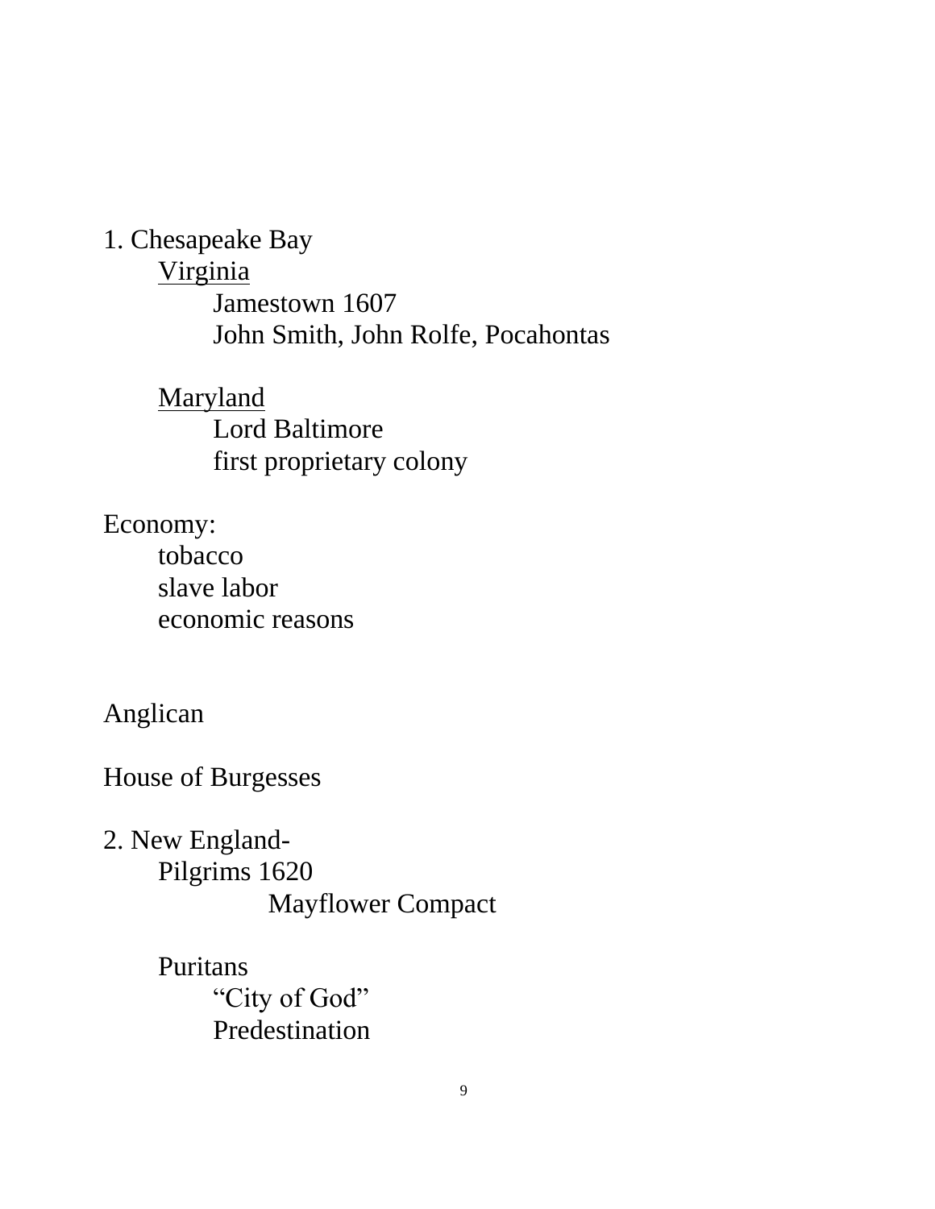1. Chesapeake Bay
    - Virginia
        - Jamestown 1607
        - John Smith, John Rolfe, Pocahontas
    - Maryland
        - Lord Baltimore
        - first proprietary colony

Economy:
- tobacco
- slave labor
- economic reasons

Anglican

House of Burgesses

2. New England-
    - Pilgrims 1620
        - Mayflower Compact
    - Puritans
        - "City of God"
        - Predestination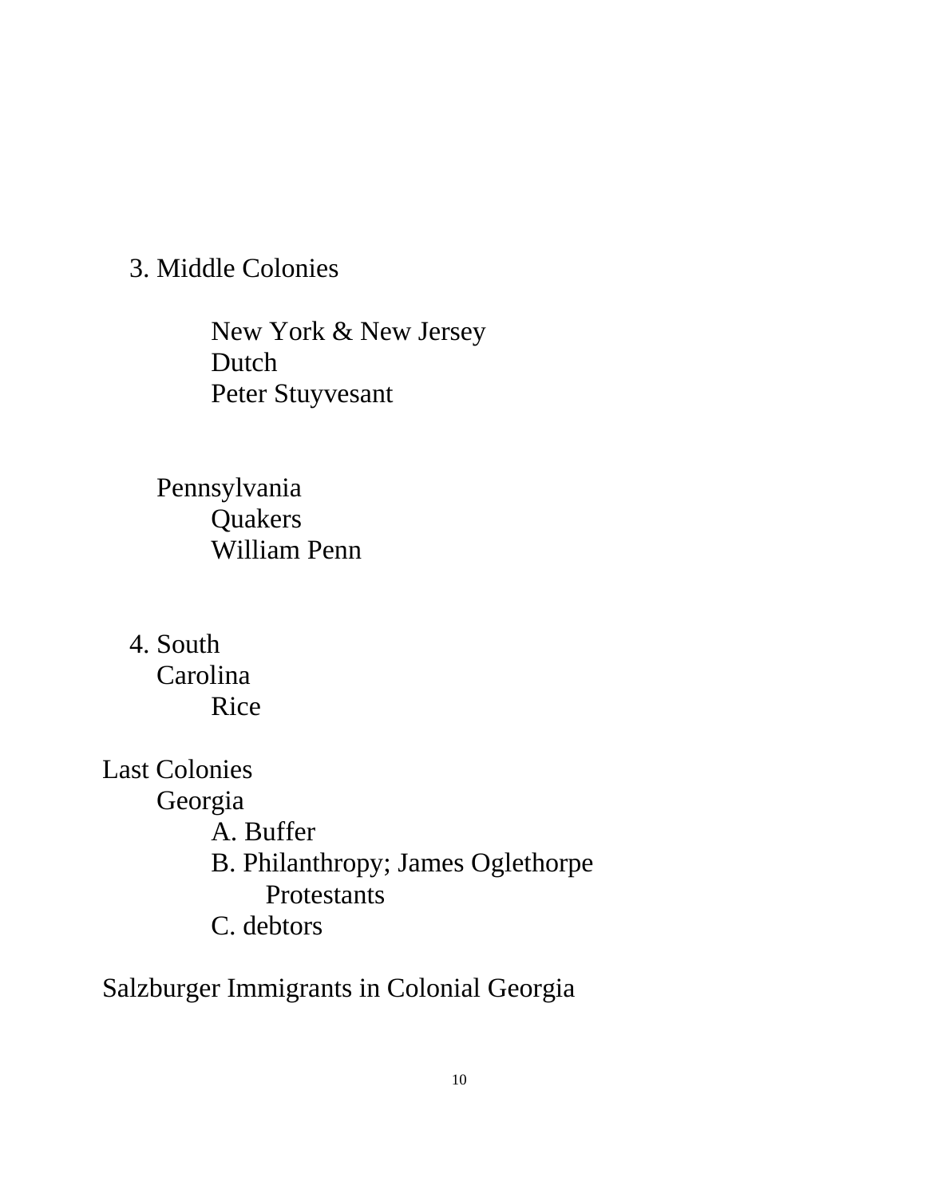3. Middle Colonies

    - New York & New Jersey
    - Dutch
    - Peter Stuyvesant

   Pennsylvania

    - Quakers
    - William Penn

4. South

   Carolina

    - Rice

Last Colonies

- Georgia
    - A. Buffer
    - B. Philanthropy; James Oglethorpe
        - Protestants
    - C. debtors

Salzburger Immigrants in Colonial Georgia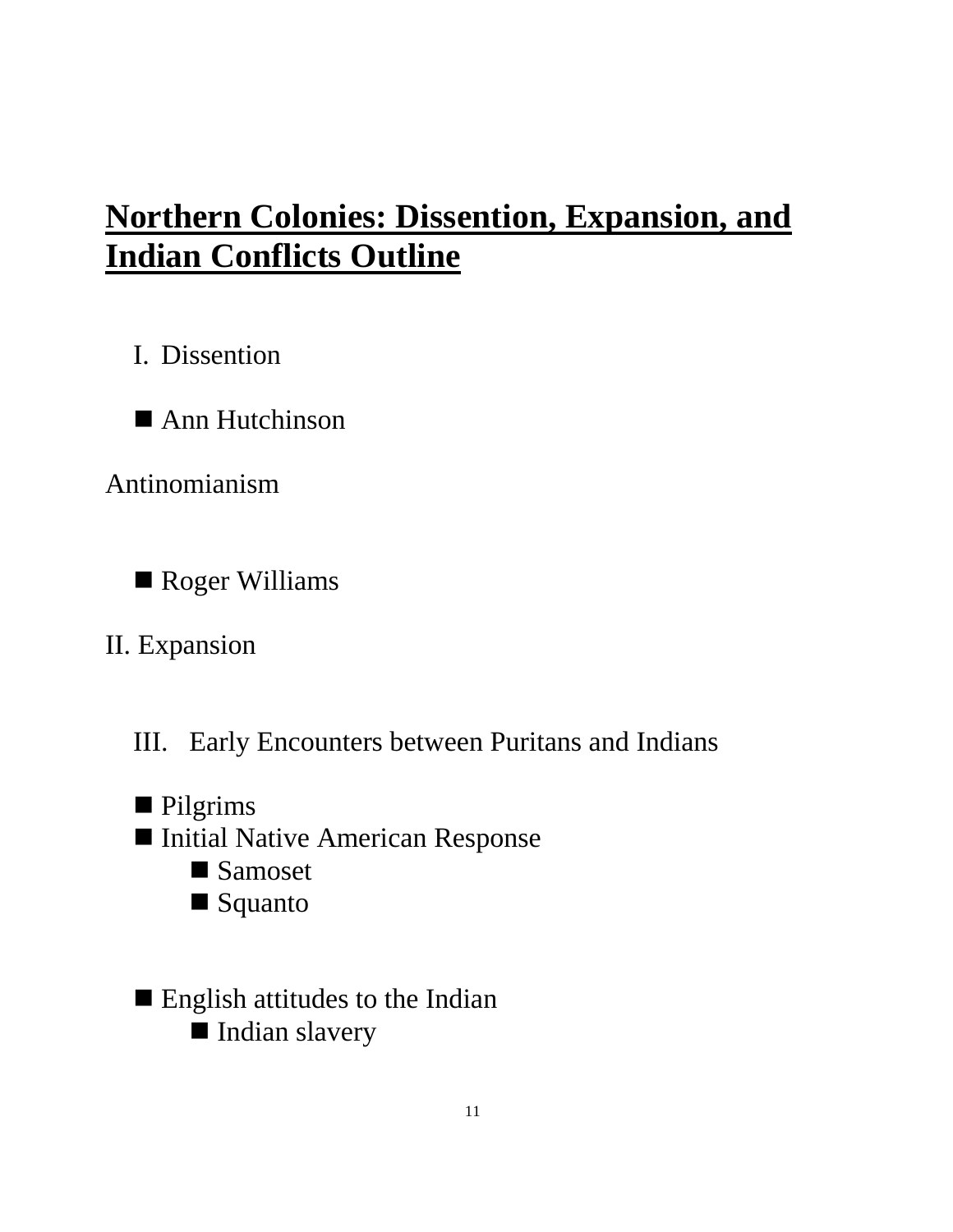# Northern Colonies: Dissention, Expansion, and Indian Conflicts Outline

I. Dissention

- Ann Hutchinson

Antinomianism

- Roger Williams

II. Expansion

III. Early Encounters between Puritans and Indians

- Pilgrims
- Initial Native American Response
  - Samoset
  - Squanto

- English attitudes to the Indian
  - Indian slavery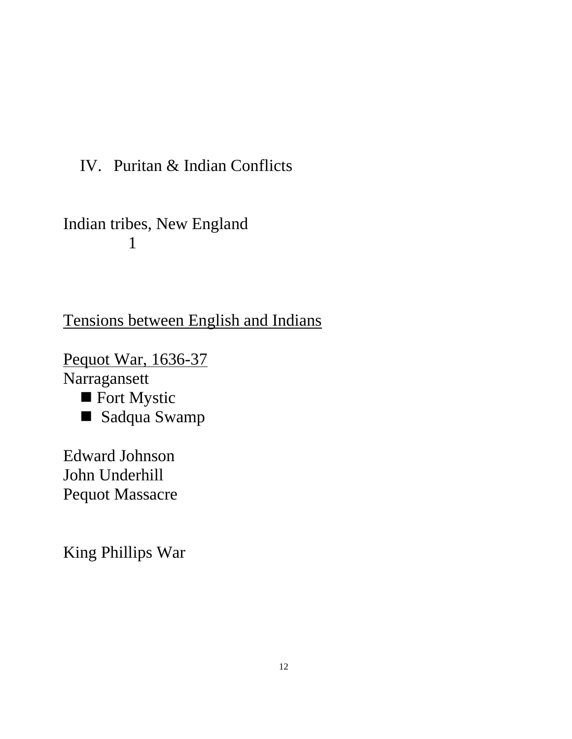## IV. Puritan & Indian Conflicts

Indian tribes, New England
1

<u>Tensions between English and Indians</u>

<u>Pequot War, 1636-37</u>
Narragansett

- Fort Mystic
- Sadqua Swamp

Edward Johnson
John Underhill
Pequot Massacre

King Phillips War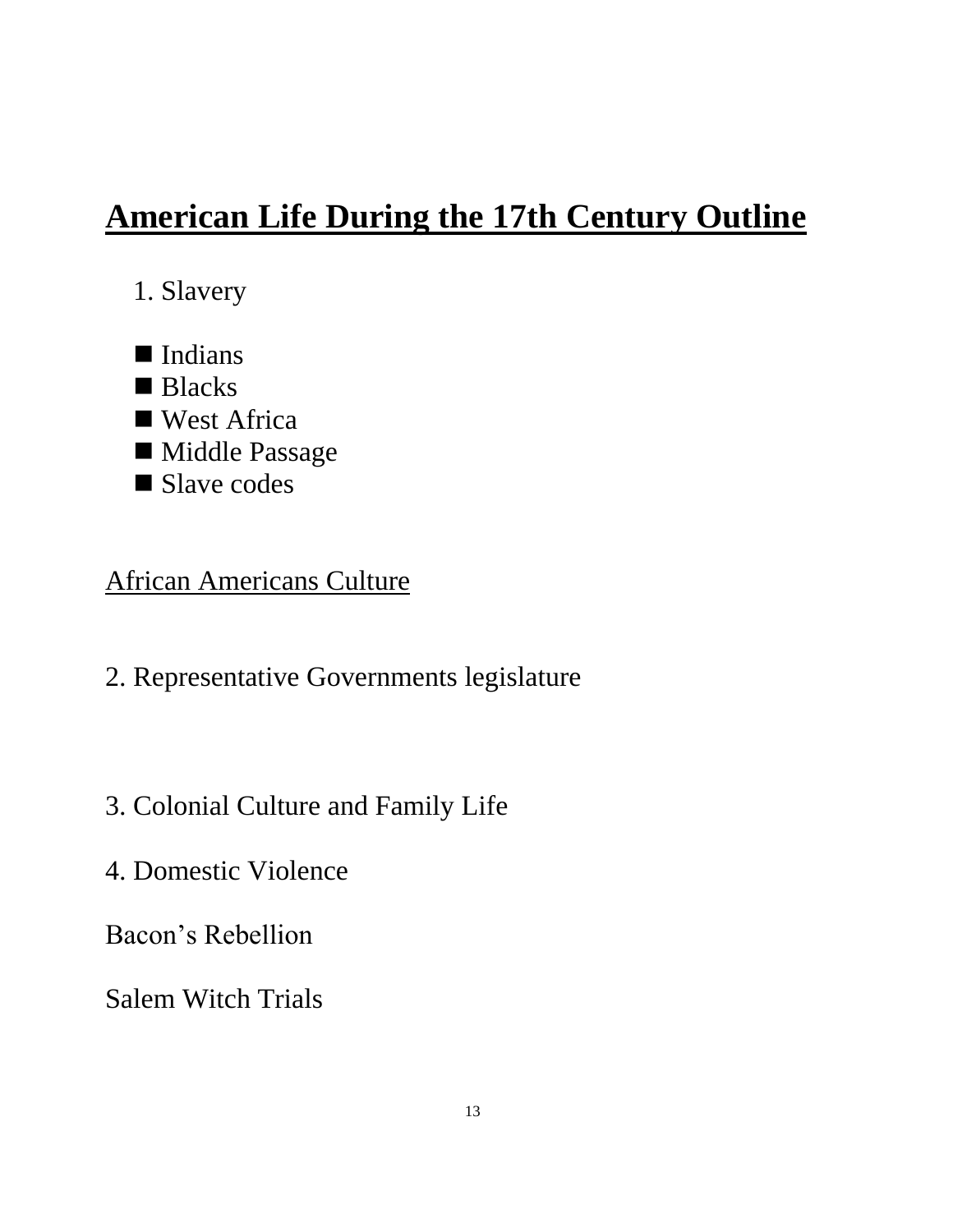# American Life During the 17th Century Outline

1. Slavery

- Indians
- Blacks
- West Africa
- Middle Passage
- Slave codes

African Americans Culture

2. Representative Governments legislature

3. Colonial Culture and Family Life

4. Domestic Violence

Bacon's Rebellion

Salem Witch Trials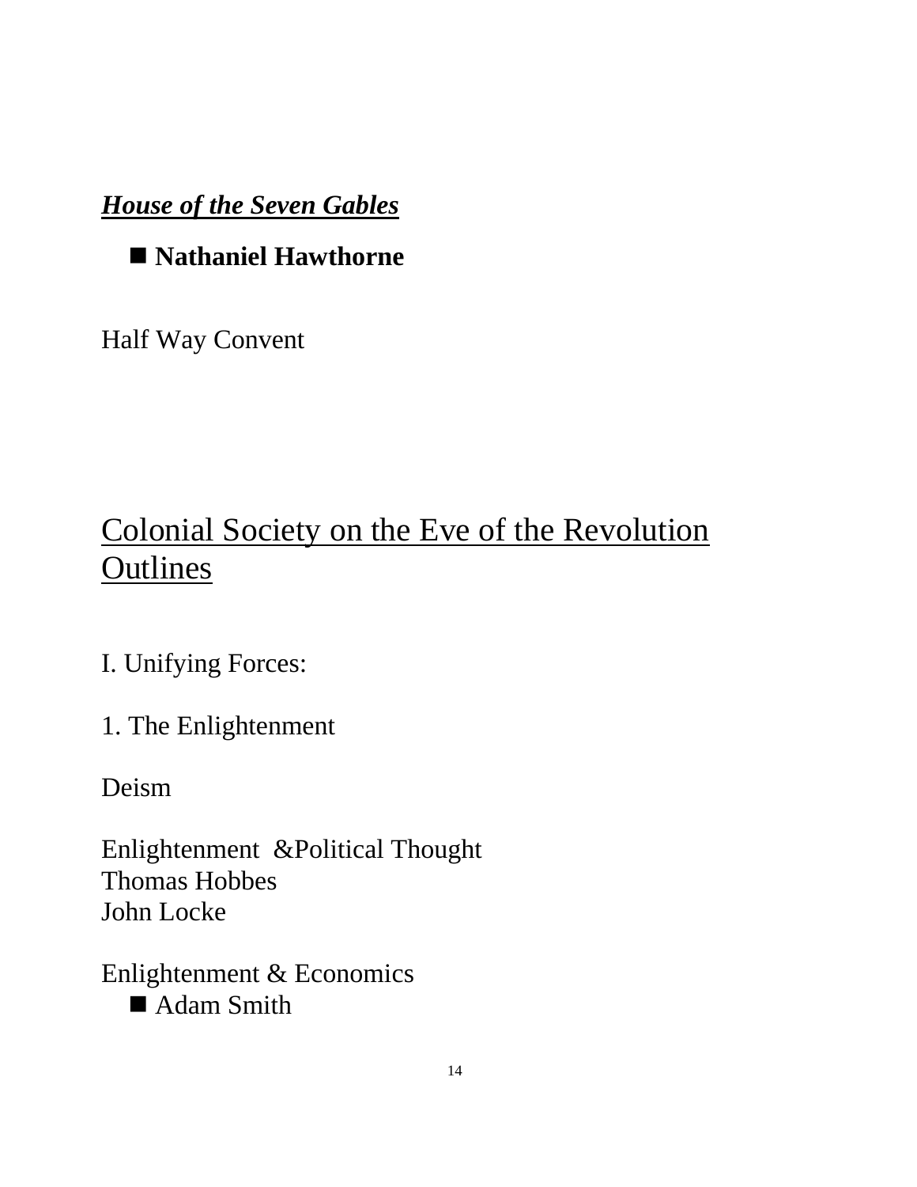***<u>House of the Seven Gables</u>***

- **Nathaniel Hawthorne**

Half Way Convent

## <u>Colonial Society on the Eve of the Revolution Outlines</u>

I. Unifying Forces:

1. The Enlightenment

Deism

Enlightenment &Political Thought
Thomas Hobbes
John Locke

Enlightenment & Economics
- Adam Smith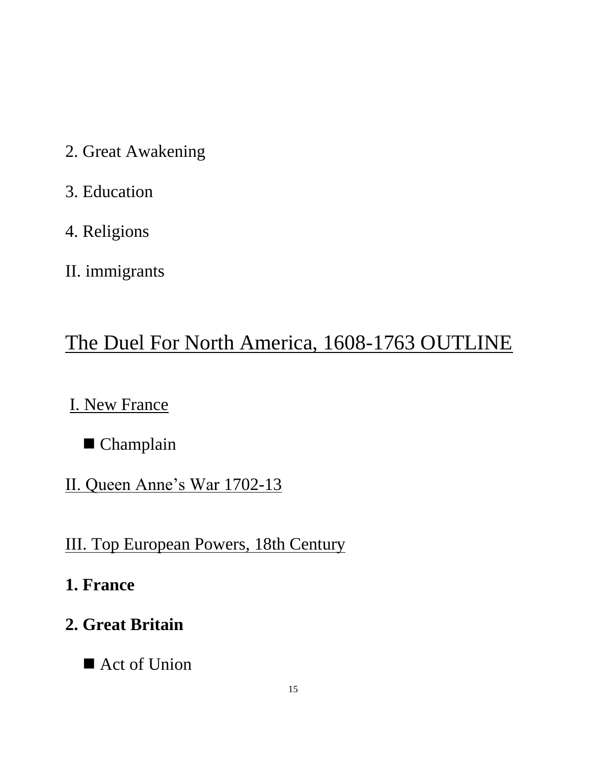2. Great Awakening

3. Education

4. Religions

II. immigrants

# The Duel For North America, 1608-1763 OUTLINE

## I. New France

- Champlain

## II. Queen Anne's War 1702-13

## III. Top European Powers, 18th Century

**1. France**

**2. Great Britain**

- Act of Union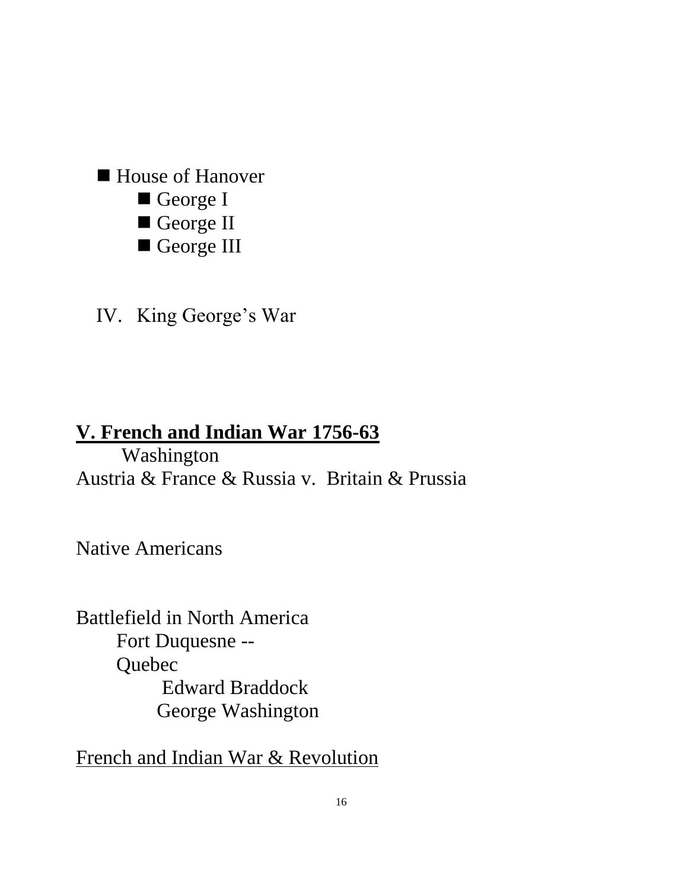- House of Hanover
  - George I
  - George II
  - George III

IV. King George's War

## V. French and Indian War 1756-63

Washington

Austria & France & Russia v. Britain & Prussia

Native Americans

Battlefield in North America

- Fort Duquesne --
- Quebec
  - Edward Braddock
  - George Washington

<u>French and Indian War & Revolution</u>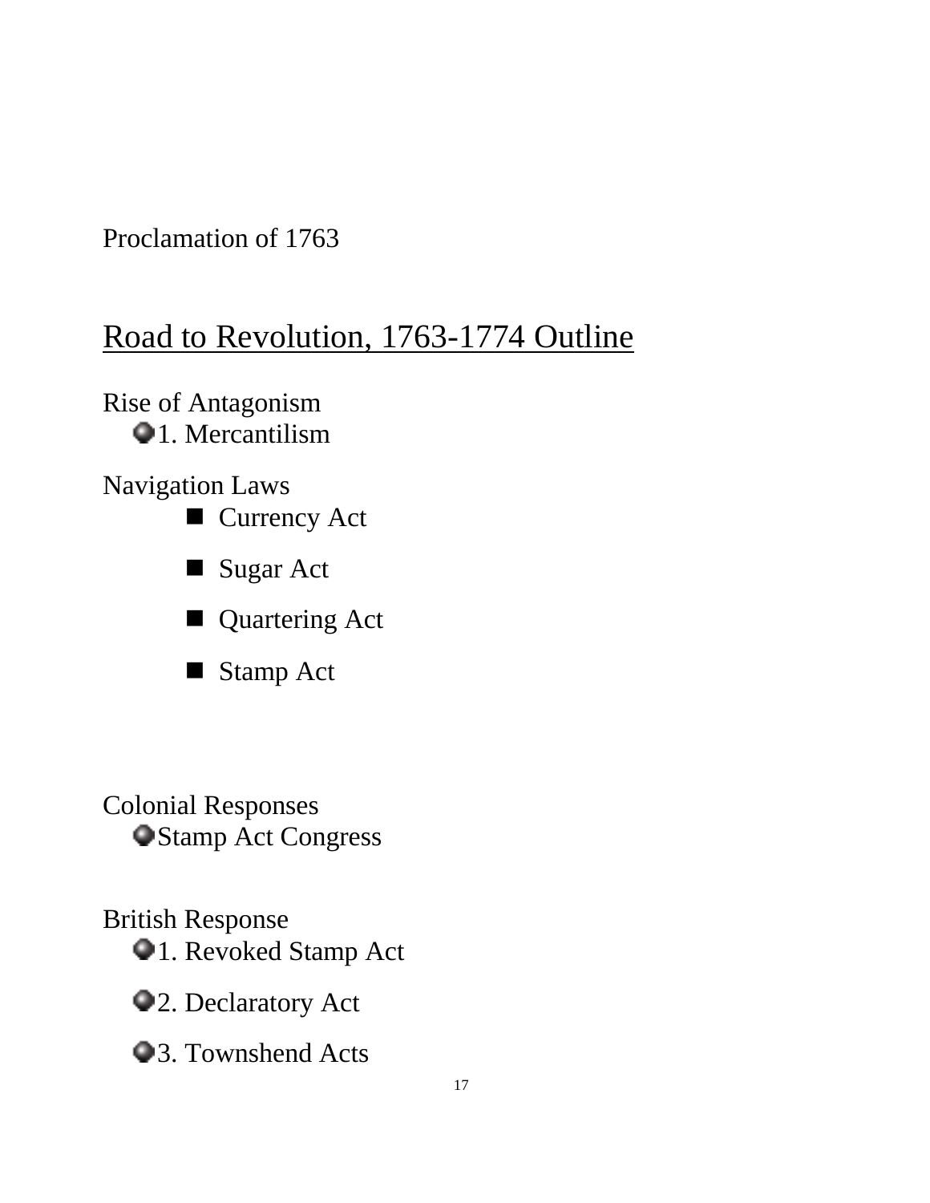Proclamation of 1763

# Road to Revolution, 1763-1774 Outline

Rise of Antagonism

- 1. Mercantilism

Navigation Laws

- Currency Act
- Sugar Act
- Quartering Act
- Stamp Act

Colonial Responses

- Stamp Act Congress

British Response

- 1. Revoked Stamp Act
- 2. Declaratory Act
- 3. Townshend Acts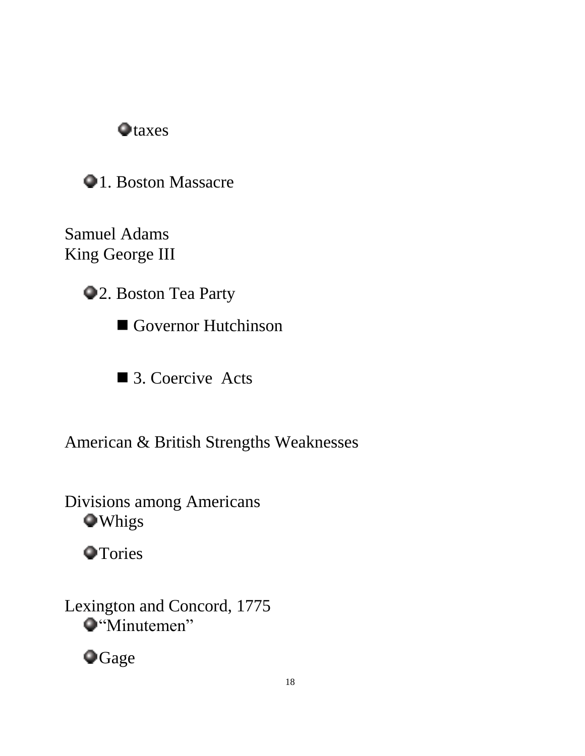- taxes

- 1. Boston Massacre

Samuel Adams
King George III

- 2. Boston Tea Party

    - Governor Hutchinson

    - 3. Coercive  Acts

American & British Strengths Weaknesses

Divisions among Americans

- Whigs

- Tories

Lexington and Concord, 1775

- "Minutemen"

- Gage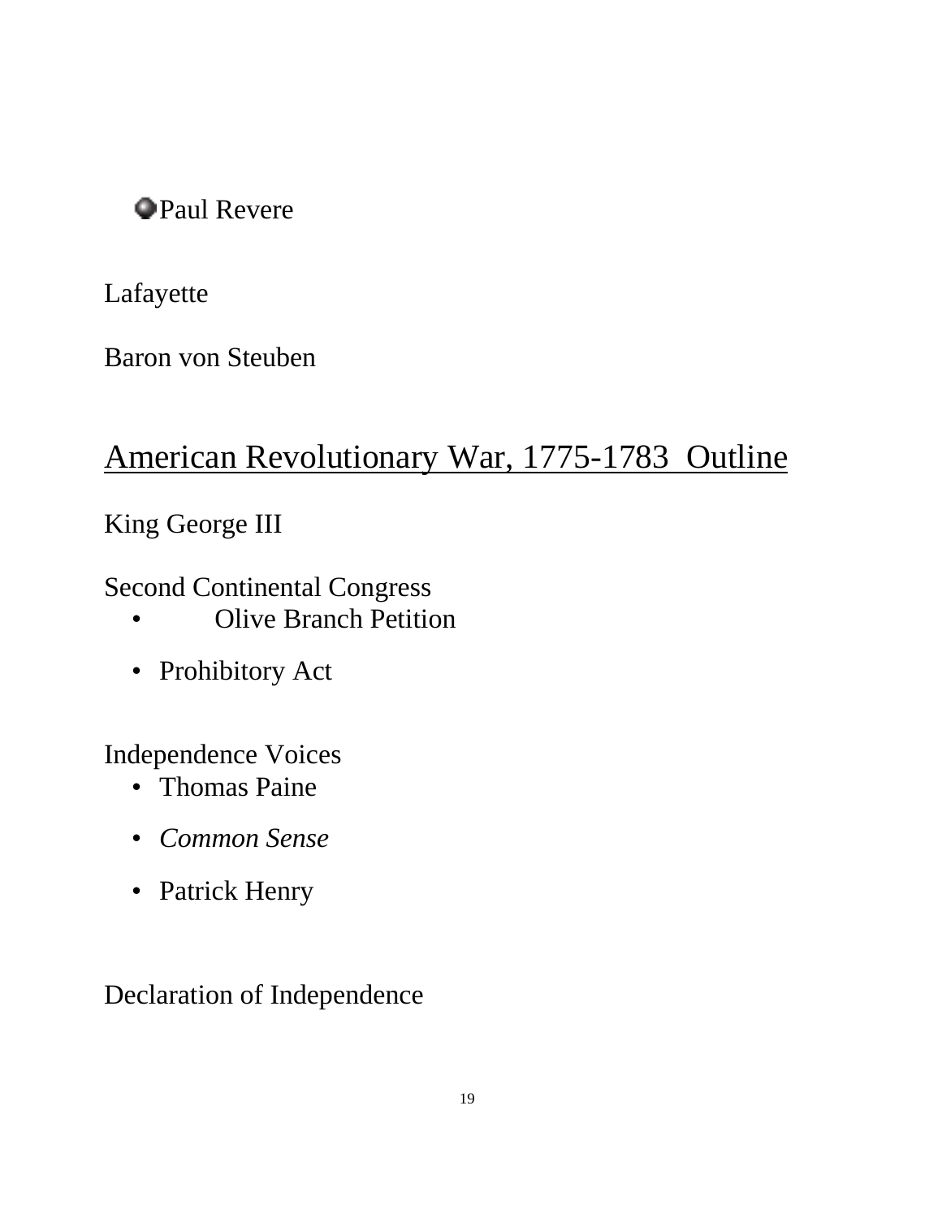- Paul Revere

Lafayette

Baron von Steuben

## American Revolutionary War, 1775-1783 Outline

King George III

Second Continental Congress
- Olive Branch Petition
- Prohibitory Act

Independence Voices
- Thomas Paine
- *Common Sense*
- Patrick Henry

Declaration of Independence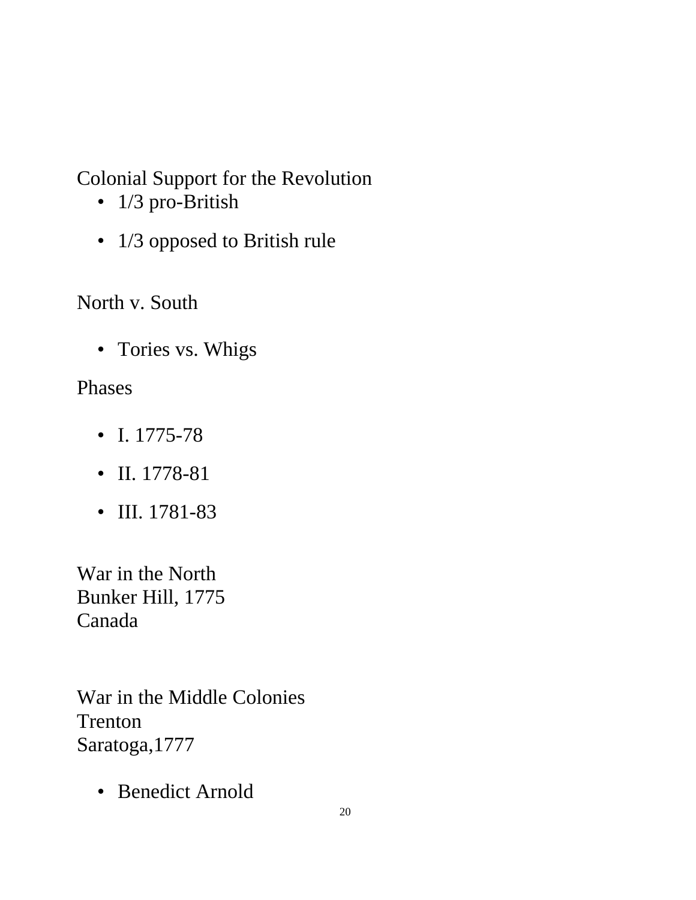Colonial Support for the Revolution

- 1/3 pro-British
- 1/3 opposed to British rule

North v. South

- Tories vs. Whigs

Phases

- I. 1775-78
- II. 1778-81
- III. 1781-83

War in the North
Bunker Hill, 1775
Canada

War in the Middle Colonies
Trenton
Saratoga,1777

- Benedict Arnold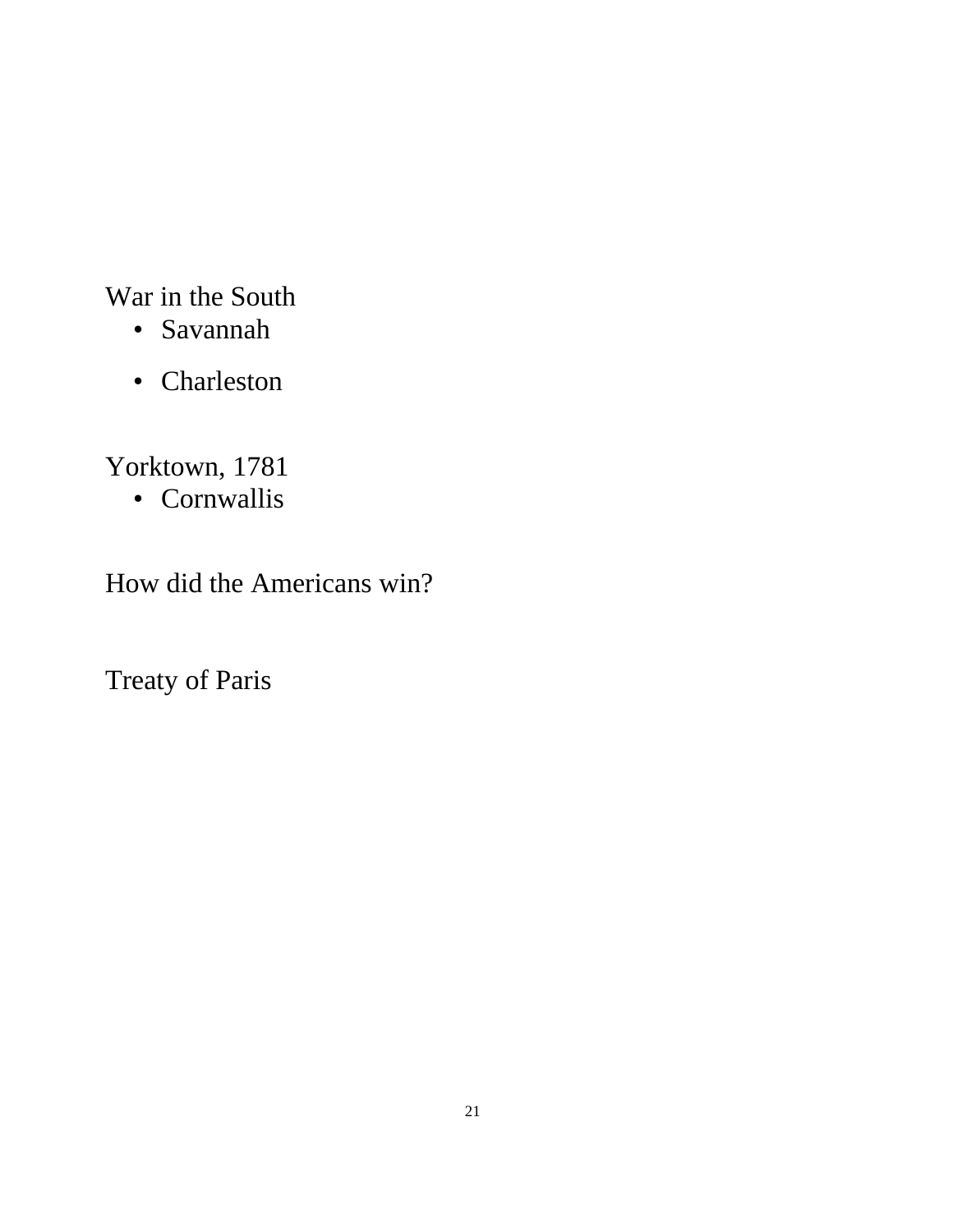War in the South

- Savannah
- Charleston

Yorktown, 1781

- Cornwallis

How did the Americans win?

Treaty of Paris